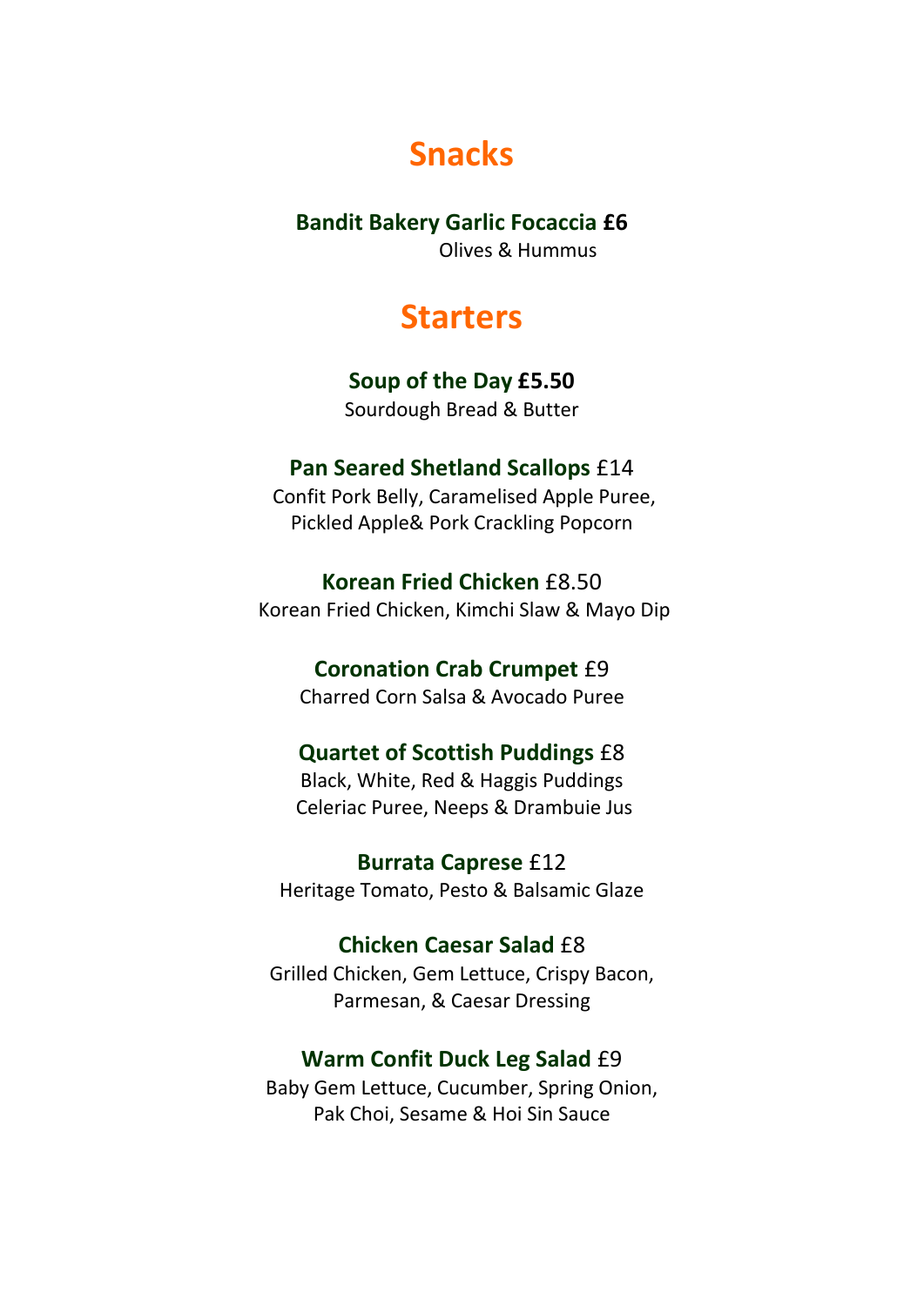# Snacks

**Bandit Bakery Garlic Focaccia £6**
Olives & Hummus

# Starters

**Soup of the Day £5.50**
Sourdough Bread & Butter

**Pan Seared Shetland Scallops** £14
Confit Pork Belly, Caramelised Apple Puree,
Pickled Apple& Pork Crackling Popcorn

**Korean Fried Chicken** £8.50
Korean Fried Chicken, Kimchi Slaw & Mayo Dip

**Coronation Crab Crumpet** £9
Charred Corn Salsa & Avocado Puree

**Quartet of Scottish Puddings** £8
Black, White, Red & Haggis Puddings
Celeriac Puree, Neeps & Drambuie Jus

**Burrata Caprese** £12
Heritage Tomato, Pesto & Balsamic Glaze

**Chicken Caesar Salad** £8
Grilled Chicken, Gem Lettuce, Crispy Bacon,
Parmesan, & Caesar Dressing

**Warm Confit Duck Leg Salad** £9
Baby Gem Lettuce, Cucumber, Spring Onion,
Pak Choi, Sesame & Hoi Sin Sauce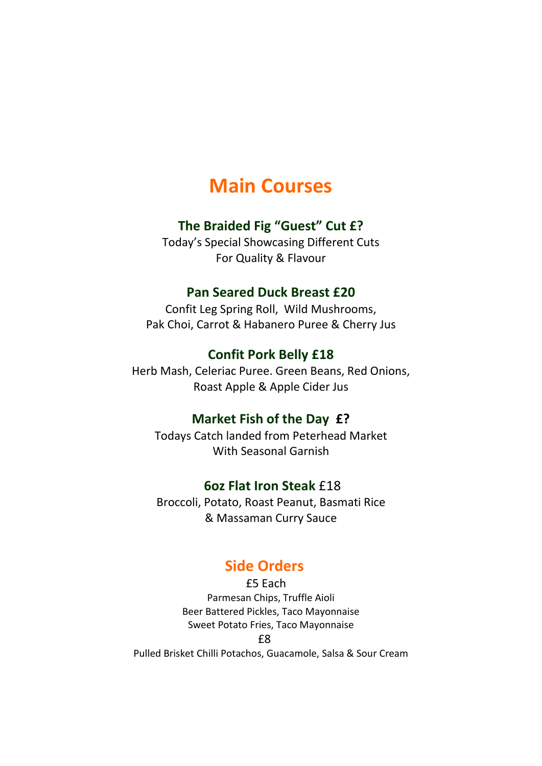# Main Courses

### The Braided Fig "Guest" Cut £?

Today's Special Showcasing Different Cuts
For Quality & Flavour

### Pan Seared Duck Breast £20

Confit Leg Spring Roll, Wild Mushrooms,
Pak Choi, Carrot & Habanero Puree & Cherry Jus

### Confit Pork Belly £18

Herb Mash, Celeriac Puree. Green Beans, Red Onions,
Roast Apple & Apple Cider Jus

### Market Fish of the Day £?

Todays Catch landed from Peterhead Market
With Seasonal Garnish

### 6oz Flat Iron Steak £18

Broccoli, Potato, Roast Peanut, Basmati Rice
& Massaman Curry Sauce

## Side Orders

£5 Each

Parmesan Chips, Truffle Aioli
Beer Battered Pickles, Taco Mayonnaise
Sweet Potato Fries, Taco Mayonnaise

£8

Pulled Brisket Chilli Potachos, Guacamole, Salsa & Sour Cream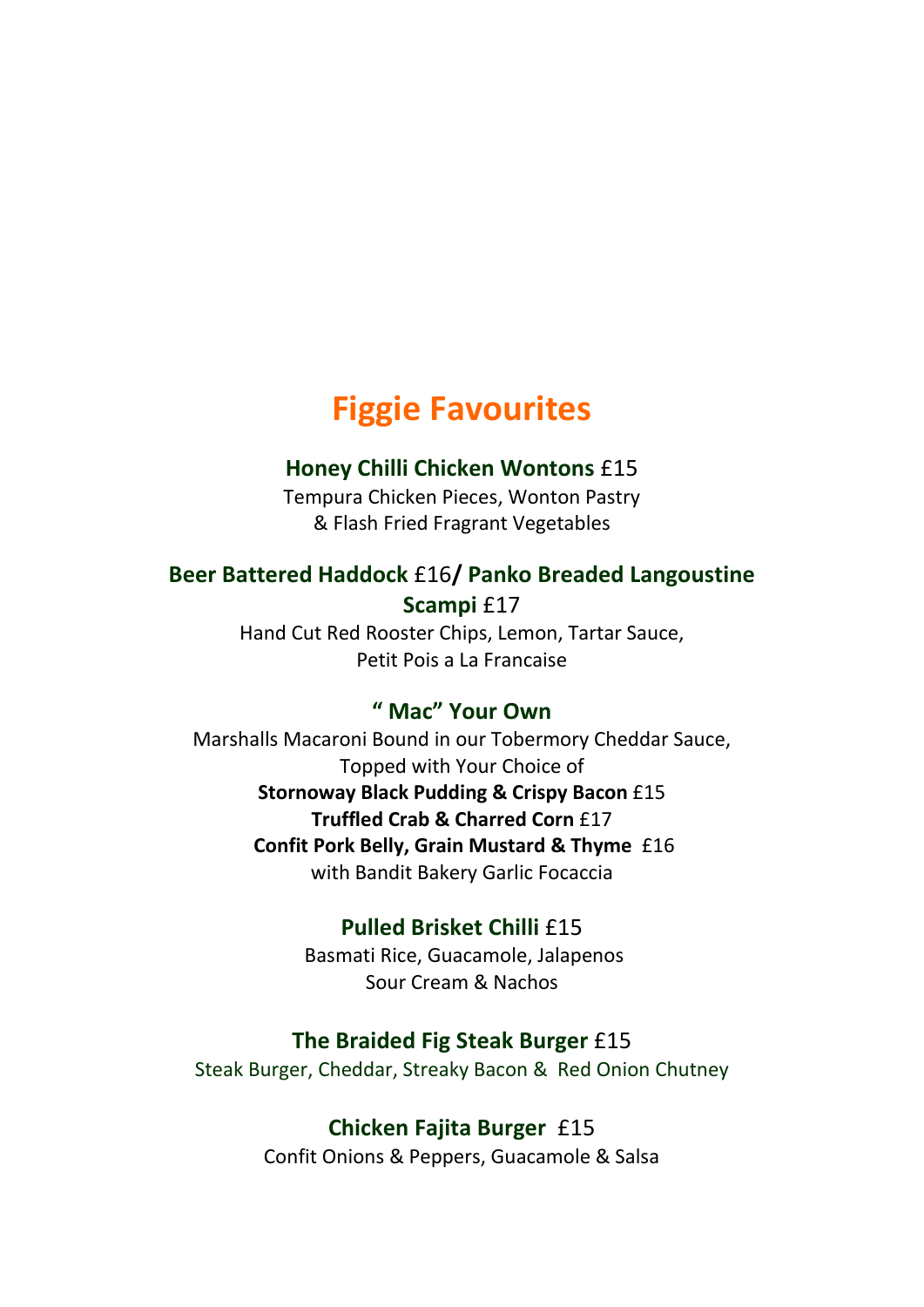# Figgie Favourites

**Honey Chilli Chicken Wontons** £15
Tempura Chicken Pieces, Wonton Pastry
& Flash Fried Fragrant Vegetables

**Beer Battered Haddock** £16**/ Panko Breaded Langoustine Scampi** £17
Hand Cut Red Rooster Chips, Lemon, Tartar Sauce,
Petit Pois a La Francaise

**" Mac" Your Own**
Marshalls Macaroni Bound in our Tobermory Cheddar Sauce,
Topped with Your Choice of
**Stornoway Black Pudding & Crispy Bacon** £15
**Truffled Crab & Charred Corn** £17
**Confit Pork Belly, Grain Mustard & Thyme** £16
with Bandit Bakery Garlic Focaccia

**Pulled Brisket Chilli** £15
Basmati Rice, Guacamole, Jalapenos
Sour Cream & Nachos

**The Braided Fig Steak Burger** £15
Steak Burger, Cheddar, Streaky Bacon & Red Onion Chutney

**Chicken Fajita Burger** £15
Confit Onions & Peppers, Guacamole & Salsa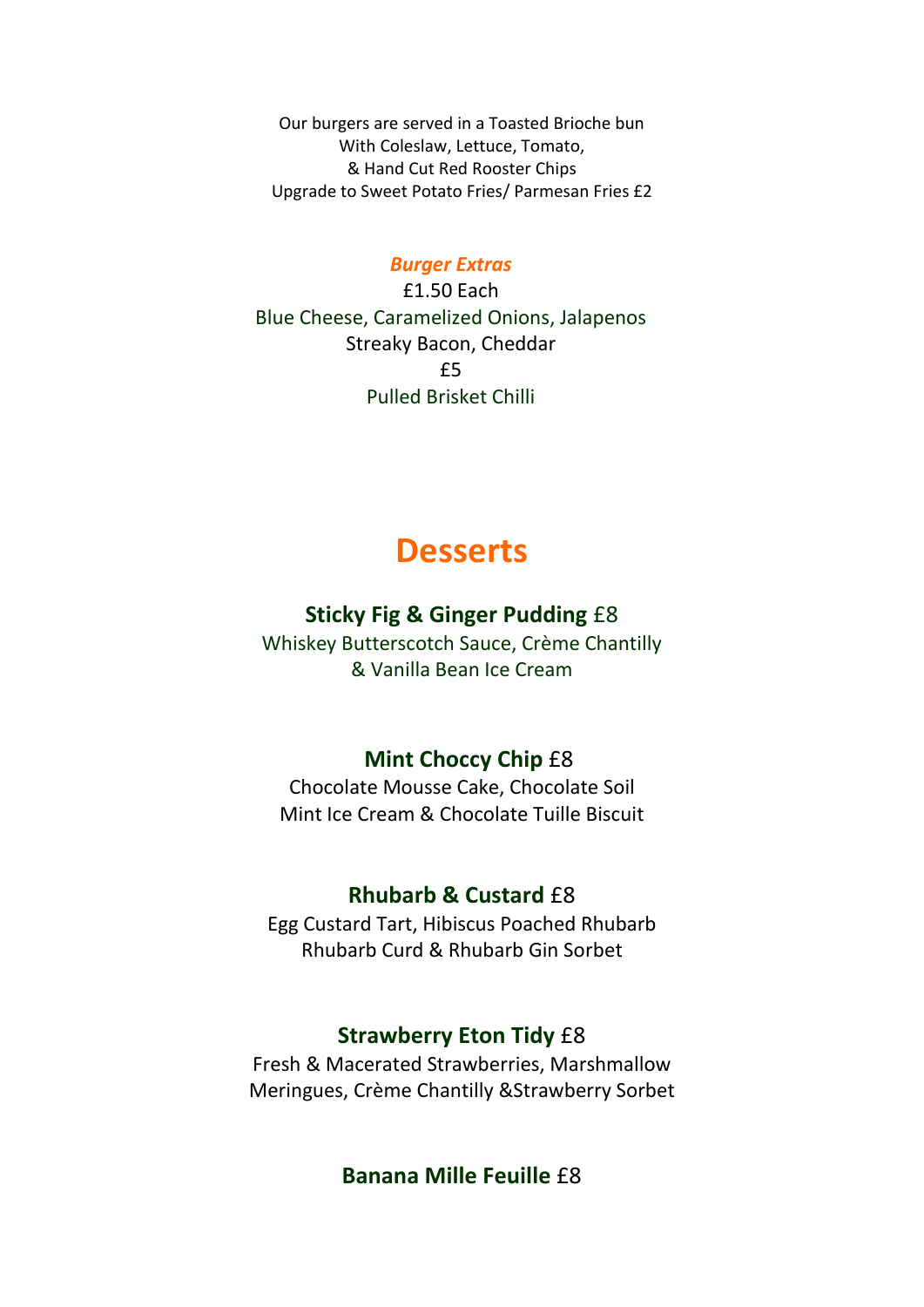Our burgers are served in a Toasted Brioche bun
With Coleslaw, Lettuce, Tomato,
& Hand Cut Red Rooster Chips
Upgrade to Sweet Potato Fries/ Parmesan Fries £2

***Burger Extras***

£1.50 Each
Blue Cheese, Caramelized Onions, Jalapenos
Streaky Bacon, Cheddar
£5
Pulled Brisket Chilli

# Desserts

**Sticky Fig & Ginger Pudding** £8
Whiskey Butterscotch Sauce, Crème Chantilly
& Vanilla Bean Ice Cream

**Mint Choccy Chip** £8
Chocolate Mousse Cake, Chocolate Soil
Mint Ice Cream & Chocolate Tuille Biscuit

**Rhubarb & Custard** £8
Egg Custard Tart, Hibiscus Poached Rhubarb
Rhubarb Curd & Rhubarb Gin Sorbet

**Strawberry Eton Tidy** £8
Fresh & Macerated Strawberries, Marshmallow
Meringues, Crème Chantilly &Strawberry Sorbet

**Banana Mille Feuille** £8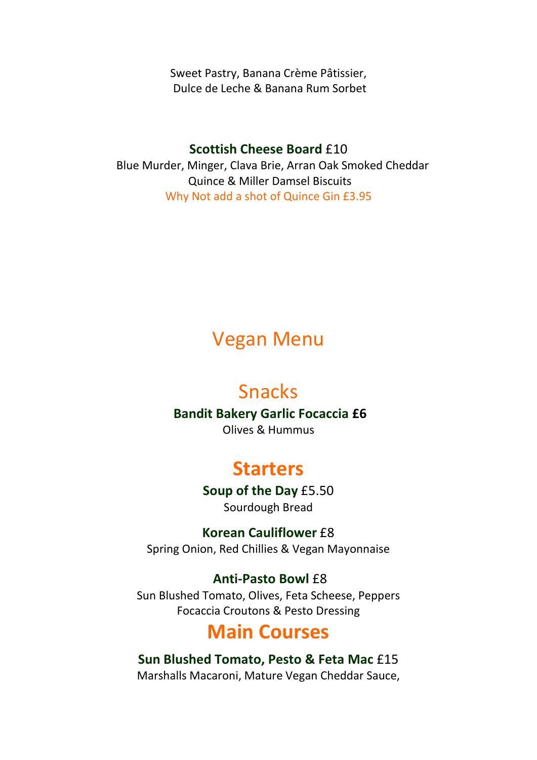Sweet Pastry, Banana Crème Pâtissier,
Dulce de Leche & Banana Rum Sorbet

**Scottish Cheese Board** £10
Blue Murder, Minger, Clava Brie, Arran Oak Smoked Cheddar
Quince & Miller Damsel Biscuits
Why Not add a shot of Quince Gin £3.95

# Vegan Menu

## Snacks

**Bandit Bakery Garlic Focaccia £6**
Olives & Hummus

## Starters

**Soup of the Day** £5.50
Sourdough Bread

**Korean Cauliflower** £8
Spring Onion, Red Chillies & Vegan Mayonnaise

**Anti-Pasto Bowl** £8
Sun Blushed Tomato, Olives, Feta Scheese, Peppers
Focaccia Croutons & Pesto Dressing

## Main Courses

**Sun Blushed Tomato, Pesto & Feta Mac** £15
Marshalls Macaroni, Mature Vegan Cheddar Sauce,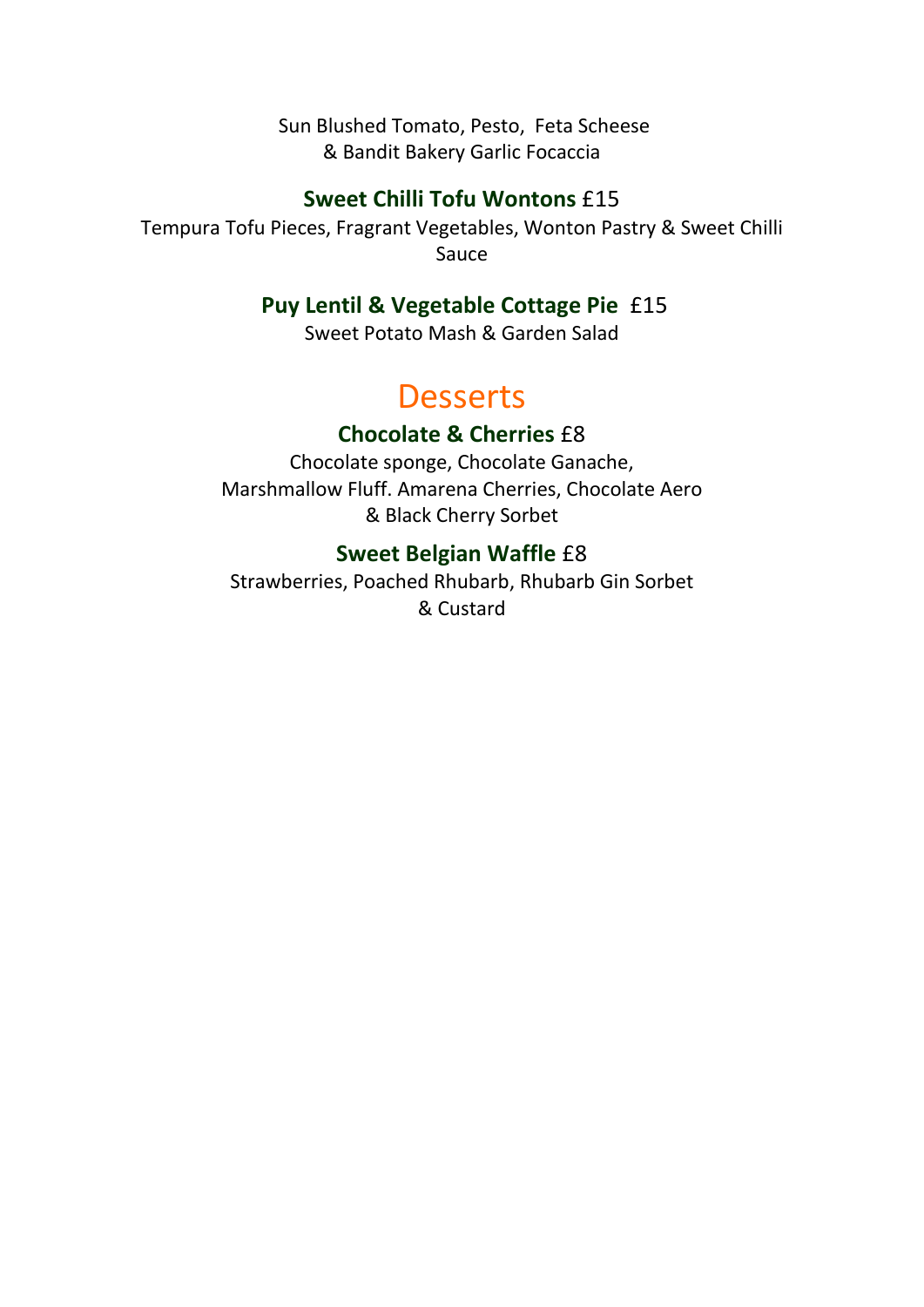Sun Blushed Tomato, Pesto,  Feta Scheese
& Bandit Bakery Garlic Focaccia

**Sweet Chilli Tofu Wontons** £15

Tempura Tofu Pieces, Fragrant Vegetables, Wonton Pastry & Sweet Chilli Sauce

**Puy Lentil & Vegetable Cottage Pie**  £15

Sweet Potato Mash & Garden Salad

# Desserts

**Chocolate & Cherries** £8

Chocolate sponge, Chocolate Ganache,
Marshmallow Fluff. Amarena Cherries, Chocolate Aero
& Black Cherry Sorbet

**Sweet Belgian Waffle** £8

Strawberries, Poached Rhubarb, Rhubarb Gin Sorbet
& Custard